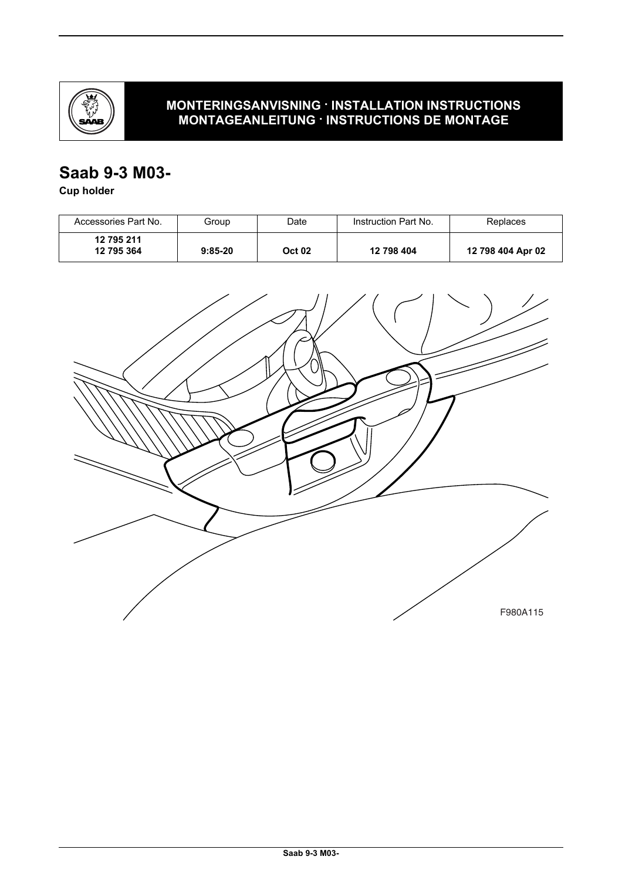**MONTERINGSANVISNING · INSTALLATION INSTRUCTIONS**
**MONTAGEANLEITUNG · INSTRUCTIONS DE MONTAGE**

# Saab 9-3 M03-

**Cup holder**

| Accessories Part No. | Group | Date | Instruction Part No. | Replaces |
|---|---|---|---|---|
| **12 795 211**<br>**12 795 364** | **9:85-20** | **Oct 02** | **12 798 404** | **12 798 404 Apr 02** |

F980A115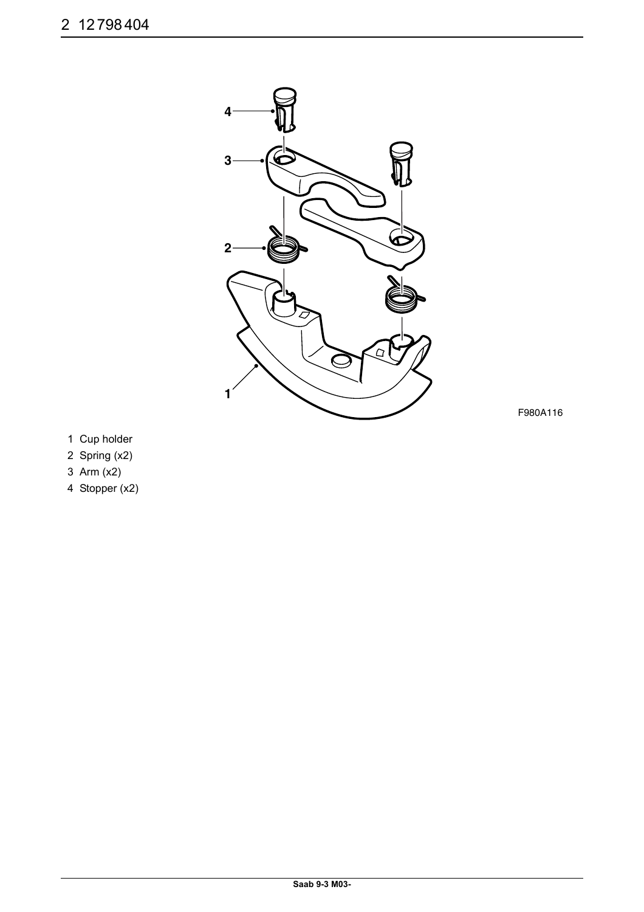F980A116

1 Cup holder
2 Spring (x2)
3 Arm (x2)
4 Stopper (x2)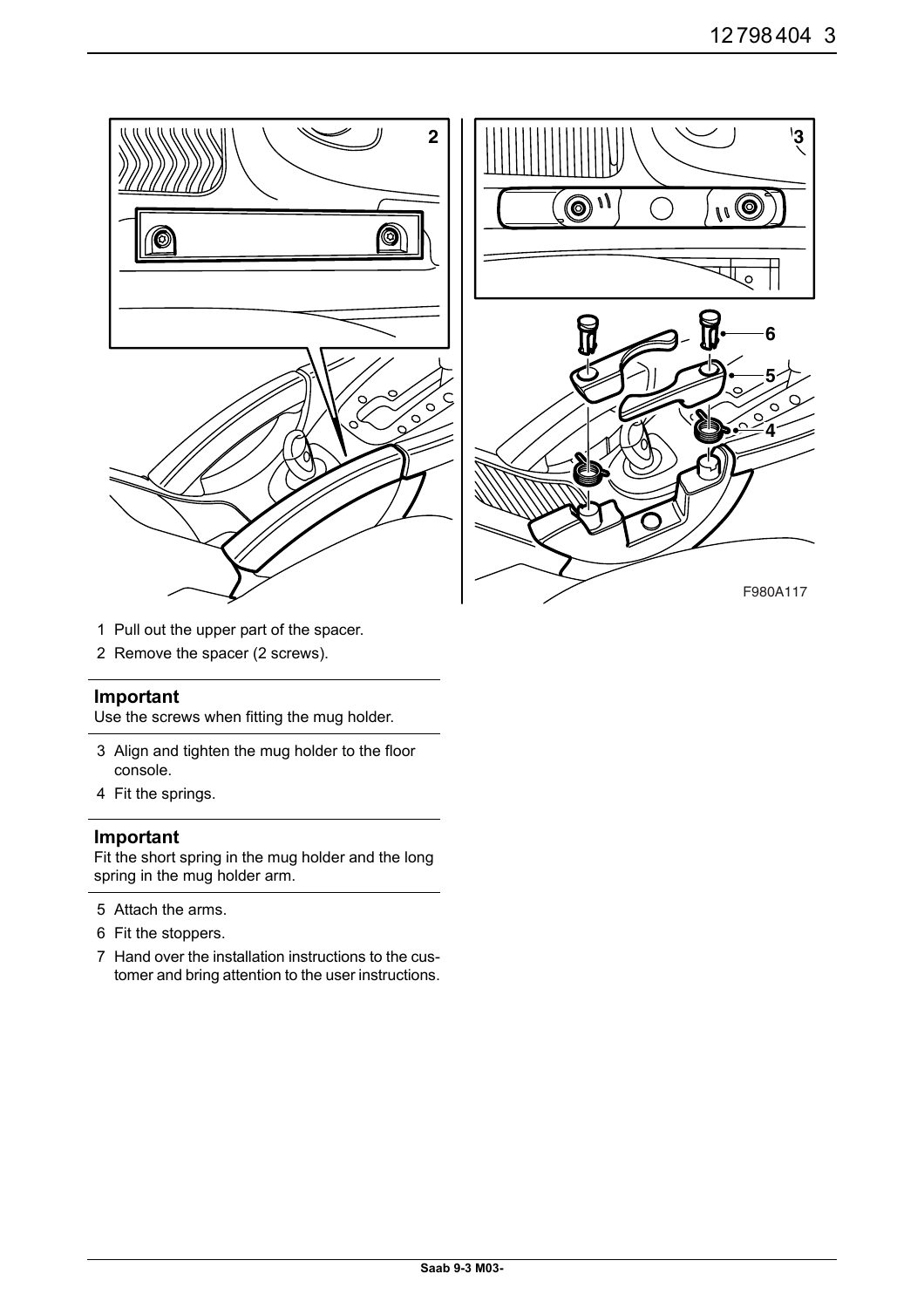1. Pull out the upper part of the spacer.
2. Remove the spacer (2 screws).

**Important**

Use the screws when fitting the mug holder.

3. Align and tighten the mug holder to the floor console.
4. Fit the springs.

**Important**

Fit the short spring in the mug holder and the long spring in the mug holder arm.

5. Attach the arms.
6. Fit the stoppers.
7. Hand over the installation instructions to the customer and bring attention to the user instructions.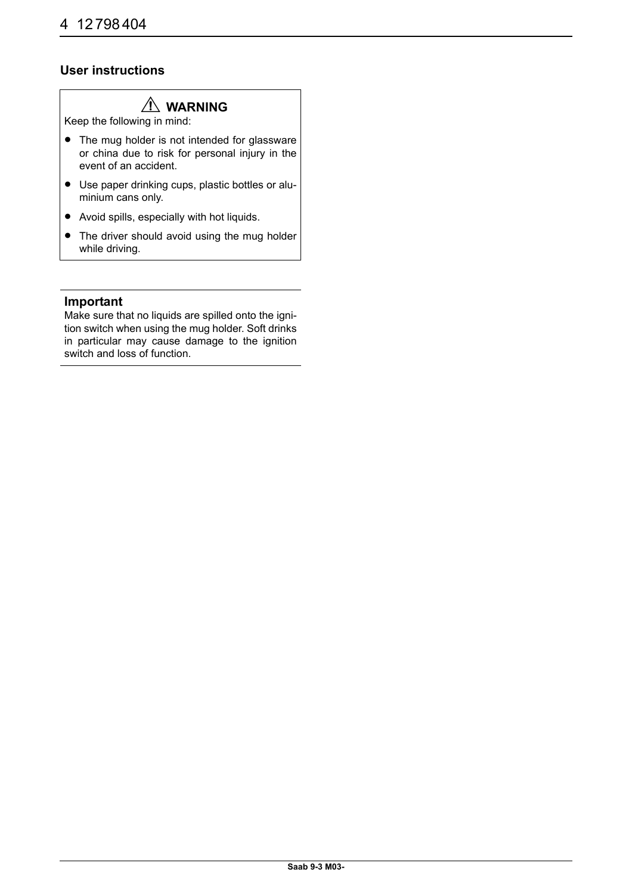## User instructions

**⚠ WARNING**

Keep the following in mind:

- The mug holder is not intended for glassware or china due to risk for personal injury in the event of an accident.
- Use paper drinking cups, plastic bottles or aluminium cans only.
- Avoid spills, especially with hot liquids.
- The driver should avoid using the mug holder while driving.

**Important**

Make sure that no liquids are spilled onto the ignition switch when using the mug holder. Soft drinks in particular may cause damage to the ignition switch and loss of function.